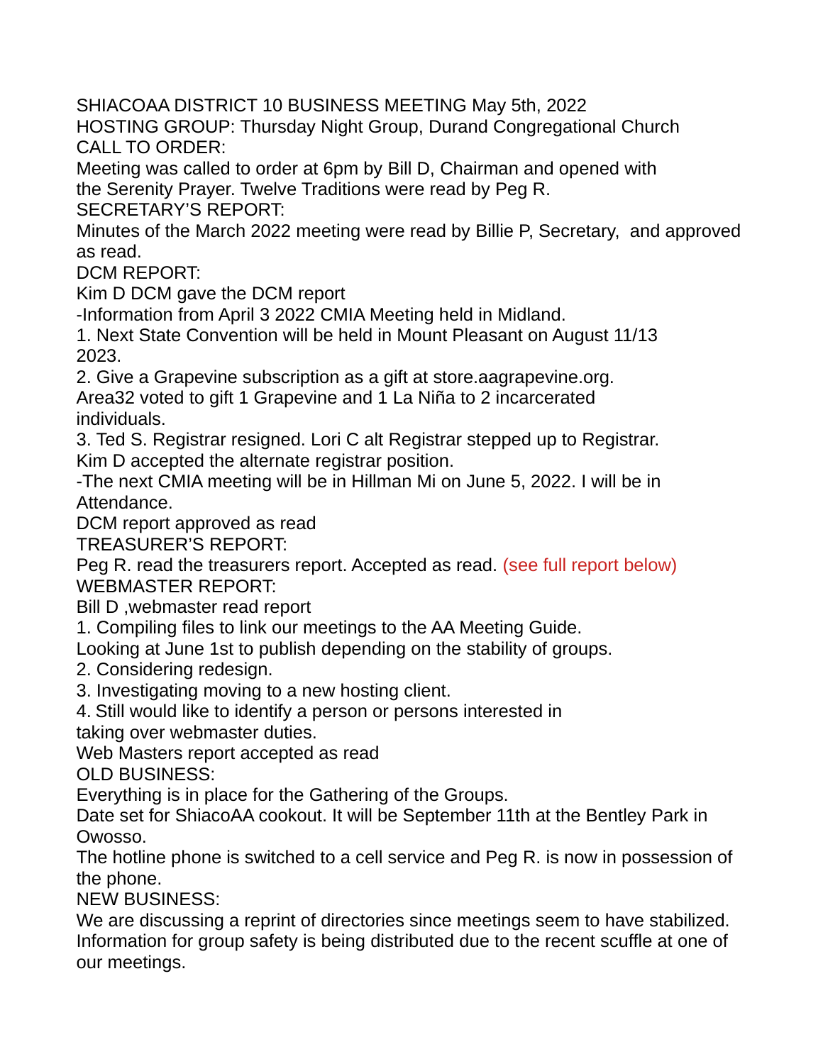SHIACOAA DISTRICT 10 BUSINESS MEETING May 5th, 2022
HOSTING GROUP: Thursday Night Group, Durand Congregational Church
CALL TO ORDER:
Meeting was called to order at 6pm by Bill D, Chairman and opened with the Serenity Prayer. Twelve Traditions were read by Peg R.
SECRETARY'S REPORT:
Minutes of the March 2022 meeting were read by Billie P, Secretary, and approved as read.
DCM REPORT:
Kim D DCM gave the DCM report
-Information from April 3 2022 CMIA Meeting held in Midland.
1. Next State Convention will be held in Mount Pleasant on August 11/13 2023.
2. Give a Grapevine subscription as a gift at store.aagrapevine.org.
Area32 voted to gift 1 Grapevine and 1 La Niña to 2 incarcerated individuals.
3. Ted S. Registrar resigned. Lori C alt Registrar stepped up to Registrar.
Kim D accepted the alternate registrar position.
-The next CMIA meeting will be in Hillman Mi on June 5, 2022. I will be in Attendance.
DCM report approved as read
TREASURER'S REPORT:
Peg R. read the treasurers report. Accepted as read. (see full report below)
WEBMASTER REPORT:
Bill D ,webmaster read report
1. Compiling files to link our meetings to the AA Meeting Guide.
Looking at June 1st to publish depending on the stability of groups.
2. Considering redesign.
3. Investigating moving to a new hosting client.
4. Still would like to identify a person or persons interested in taking over webmaster duties.
Web Masters report accepted as read
OLD BUSINESS:
Everything is in place for the Gathering of the Groups.
Date set for ShiacoAA cookout. It will be September 11th at the Bentley Park in Owosso.
The hotline phone is switched to a cell service and Peg R. is now in possession of the phone.
NEW BUSINESS:
We are discussing a reprint of directories since meetings seem to have stabilized.
Information for group safety is being distributed due to the recent scuffle at one of our meetings.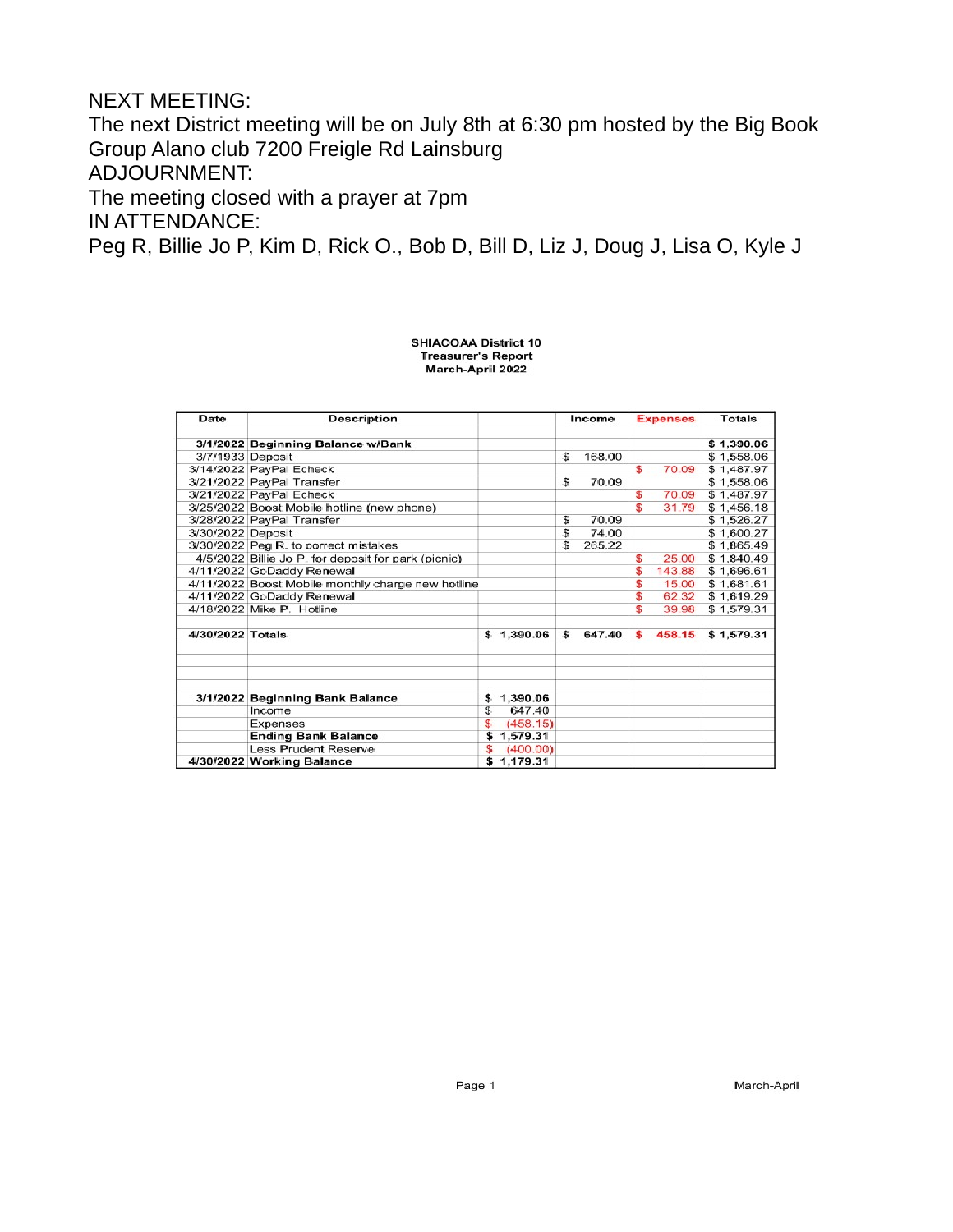NEXT MEETING:

The next District meeting will be on July 8th at 6:30 pm hosted by the Big Book Group Alano club 7200 Freigle Rd Lainsburg

ADJOURNMENT:

The meeting closed with a prayer at 7pm

IN ATTENDANCE:

Peg R, Billie Jo P, Kim D, Rick O., Bob D, Bill D, Liz J, Doug J, Lisa O, Kyle J

**SHIACOAA District 10**
**Treasurer's Report**
**March-April 2022**

| Date | Description | | Income | Expenses | Totals |
|---|---|---|---|---|---|
| **3/1/2022** | **Beginning Balance w/Bank** | | | | **$ 1,390.06** |
| 3/7/1933 | Deposit | | $ 168.00 | | $ 1,558.06 |
| 3/14/2022 | PayPal Echeck | | | $ 70.09 | $ 1,487.97 |
| 3/21/2022 | PayPal Transfer | | $ 70.09 | | $ 1,558.06 |
| 3/21/2022 | PayPal Echeck | | | $ 70.09 | $ 1,487.97 |
| 3/25/2022 | Boost Mobile hotline (new phone) | | | $ 31.79 | $ 1,456.18 |
| 3/28/2022 | PayPal Transfer | | $ 70.09 | | $ 1,526.27 |
| 3/30/2022 | Deposit | | $ 74.00 | | $ 1,600.27 |
| 3/30/2022 | Peg R. to correct mistakes | | $ 265.22 | | $ 1,865.49 |
| 4/5/2022 | Billie Jo P. for deposit for park (picnic) | | | $ 25.00 | $ 1,840.49 |
| 4/11/2022 | GoDaddy Renewal | | | $ 143.88 | $ 1,696.61 |
| 4/11/2022 | Boost Mobile monthly charge new hotline | | | $ 15.00 | $ 1,681.61 |
| 4/11/2022 | GoDaddy Renewal | | | $ 62.32 | $ 1,619.29 |
| 4/18/2022 | Mike P. Hotline | | | $ 39.98 | $ 1,579.31 |
| **4/30/2022** | **Totals** | **$ 1,390.06** | **$ 647.40** | **$ 458.15** | **$ 1,579.31** |
| **3/1/2022** | **Beginning Bank Balance** | **$ 1,390.06** | | | |
| | Income | $ 647.40 | | | |
| | Expenses | $ (458.15) | | | |
| | **Ending Bank Balance** | **$ 1,579.31** | | | |
| | Less Prudent Reserve | $ (400.00) | | | |
| **4/30/2022** | **Working Balance** | **$ 1,179.31** | | | |